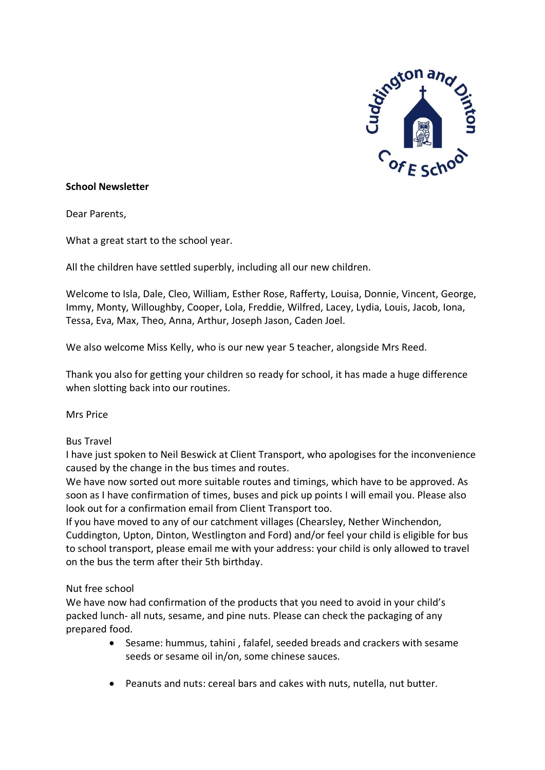**School Newsletter**

Dear Parents,

What a great start to the school year.

All the children have settled superbly, including all our new children.

Welcome to Isla, Dale, Cleo, William, Esther Rose, Rafferty, Louisa, Donnie, Vincent, George, Immy, Monty, Willoughby, Cooper, Lola, Freddie, Wilfred, Lacey, Lydia, Louis, Jacob, Iona, Tessa, Eva, Max, Theo, Anna, Arthur, Joseph Jason, Caden Joel.

We also welcome Miss Kelly, who is our new year 5 teacher, alongside Mrs Reed.

Thank you also for getting your children so ready for school, it has made a huge difference when slotting back into our routines.

Mrs Price

Bus Travel

I have just spoken to Neil Beswick at Client Transport, who apologises for the inconvenience caused by the change in the bus times and routes.

We have now sorted out more suitable routes and timings, which have to be approved. As soon as I have confirmation of times, buses and pick up points I will email you. Please also look out for a confirmation email from Client Transport too.

If you have moved to any of our catchment villages (Chearsley, Nether Winchendon, Cuddington, Upton, Dinton, Westlington and Ford) and/or feel your child is eligible for bus to school transport, please email me with your address: your child is only allowed to travel on the bus the term after their 5th birthday.

Nut free school

We have now had confirmation of the products that you need to avoid in your child's packed lunch- all nuts, sesame, and pine nuts. Please can check the packaging of any prepared food.

- Sesame: hummus, tahini , falafel, seeded breads and crackers with sesame seeds or sesame oil in/on, some chinese sauces.
- Peanuts and nuts: cereal bars and cakes with nuts, nutella, nut butter.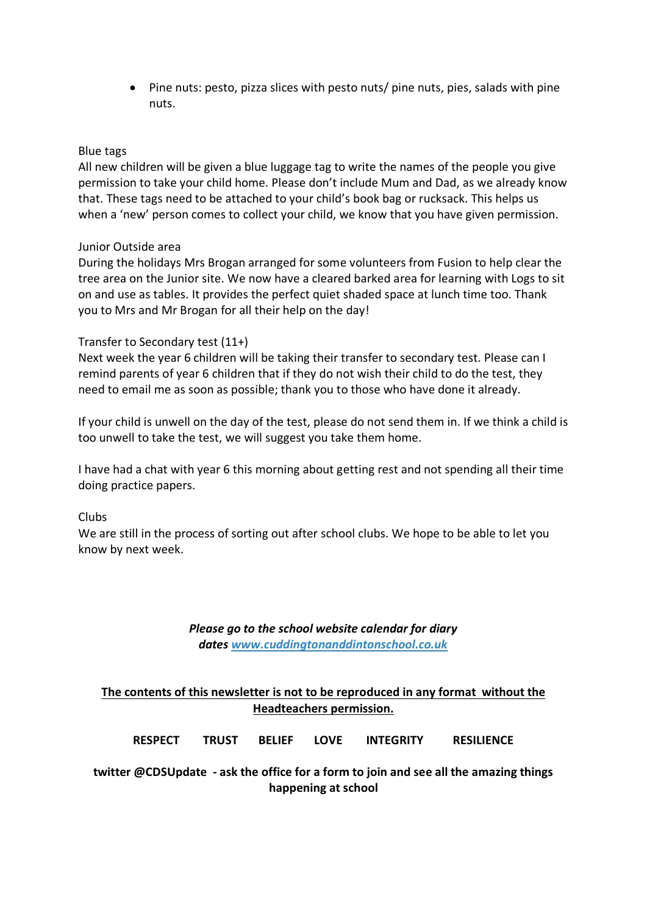- Pine nuts: pesto, pizza slices with pesto nuts/ pine nuts, pies, salads with pine nuts.

Blue tags

All new children will be given a blue luggage tag to write the names of the people you give permission to take your child home. Please don't include Mum and Dad, as we already know that. These tags need to be attached to your child's book bag or rucksack. This helps us when a 'new' person comes to collect your child, we know that you have given permission.

Junior Outside area

During the holidays Mrs Brogan arranged for some volunteers from Fusion to help clear the tree area on the Junior site. We now have a cleared barked area for learning with Logs to sit on and use as tables. It provides the perfect quiet shaded space at lunch time too. Thank you to Mrs and Mr Brogan for all their help on the day!

Transfer to Secondary test (11+)

Next week the year 6 children will be taking their transfer to secondary test. Please can I remind parents of year 6 children that if they do not wish their child to do the test, they need to email me as soon as possible; thank you to those who have done it already.

If your child is unwell on the day of the test, please do not send them in. If we think a child is too unwell to take the test, we will suggest you take them home.

I have had a chat with year 6 this morning about getting rest and not spending all their time doing practice papers.

Clubs

We are still in the process of sorting out after school clubs. We hope to be able to let you know by next week.

***Please go to the school website calendar for diary dates [www.cuddingtonanddintonschool.co.uk](www.cuddingtonanddintonschool.co.uk)***

**<u>The contents of this newsletter is not to be reproduced in any format without the Headteachers permission.</u>**

**RESPECT TRUST BELIEF LOVE INTEGRITY RESILIENCE**

**twitter @CDSUpdate - ask the office for a form to join and see all the amazing things happening at school**